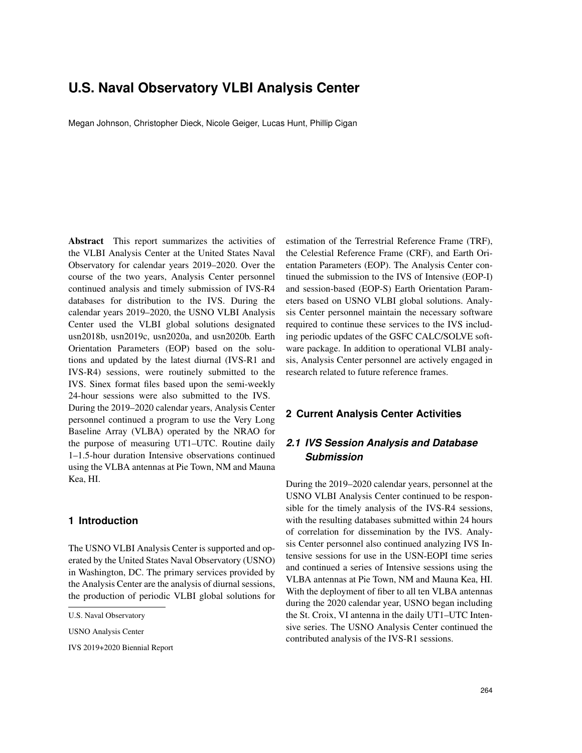# U.S. Naval Observatory VLBI Analysis Center

Megan Johnson, Christopher Dieck, Nicole Geiger, Lucas Hunt, Phillip Cigan

**Abstract** This report summarizes the activities of the VLBI Analysis Center at the United States Naval Observatory for calendar years 2019–2020. Over the course of the two years, Analysis Center personnel continued analysis and timely submission of IVS-R4 databases for distribution to the IVS. During the calendar years 2019–2020, the USNO VLBI Analysis Center used the VLBI global solutions designated usn2018b, usn2019c, usn2020a, and usn2020b. Earth Orientation Parameters (EOP) based on the solutions and updated by the latest diurnal (IVS-R1 and IVS-R4) sessions, were routinely submitted to the IVS. Sinex format files based upon the semi-weekly 24-hour sessions were also submitted to the IVS. During the 2019–2020 calendar years, Analysis Center personnel continued a program to use the Very Long Baseline Array (VLBA) operated by the NRAO for the purpose of measuring UT1–UTC. Routine daily 1–1.5-hour duration Intensive observations continued using the VLBA antennas at Pie Town, NM and Mauna Kea, HI.

## 1 Introduction

The USNO VLBI Analysis Center is supported and operated by the United States Naval Observatory (USNO) in Washington, DC. The primary services provided by the Analysis Center are the analysis of diurnal sessions, the production of periodic VLBI global solutions for estimation of the Terrestrial Reference Frame (TRF), the Celestial Reference Frame (CRF), and Earth Orientation Parameters (EOP). The Analysis Center continued the submission to the IVS of Intensive (EOP-I) and session-based (EOP-S) Earth Orientation Parameters based on USNO VLBI global solutions. Analysis Center personnel maintain the necessary software required to continue these services to the IVS including periodic updates of the GSFC CALC/SOLVE software package. In addition to operational VLBI analysis, Analysis Center personnel are actively engaged in research related to future reference frames.

U.S. Naval Observatory

USNO Analysis Center

IVS 2019+2020 Biennial Report

## 2 Current Analysis Center Activities

### *2.1 IVS Session Analysis and Database Submission*

During the 2019–2020 calendar years, personnel at the USNO VLBI Analysis Center continued to be responsible for the timely analysis of the IVS-R4 sessions, with the resulting databases submitted within 24 hours of correlation for dissemination by the IVS. Analysis Center personnel also continued analyzing IVS Intensive sessions for use in the USN-EOPI time series and continued a series of Intensive sessions using the VLBA antennas at Pie Town, NM and Mauna Kea, HI. With the deployment of fiber to all ten VLBA antennas during the 2020 calendar year, USNO began including the St. Croix, VI antenna in the daily UT1–UTC Intensive series. The USNO Analysis Center continued the contributed analysis of the IVS-R1 sessions.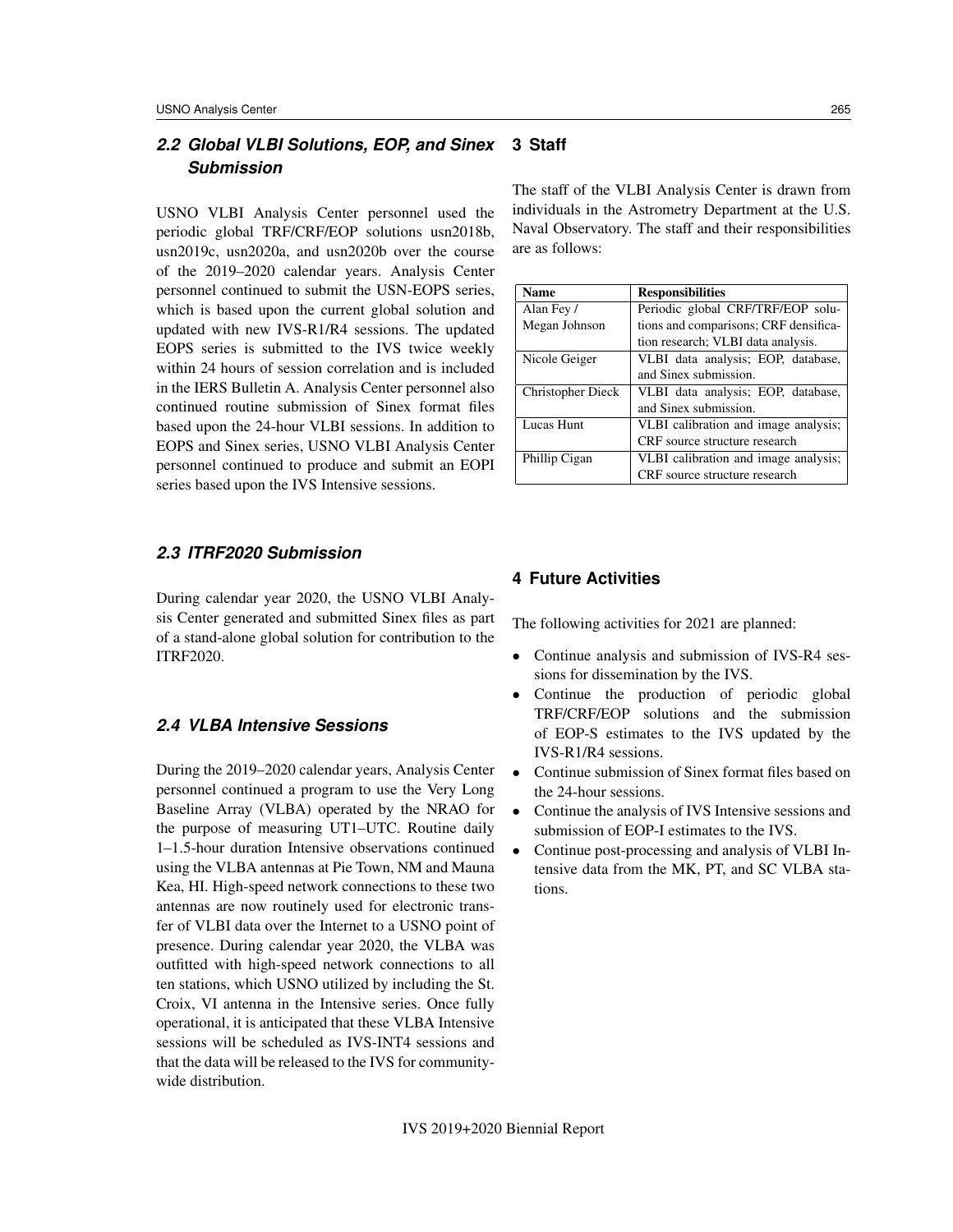### 2.2 Global VLBI Solutions, EOP, and Sinex Submission

USNO VLBI Analysis Center personnel used the periodic global TRF/CRF/EOP solutions usn2018b, usn2019c, usn2020a, and usn2020b over the course of the 2019–2020 calendar years. Analysis Center personnel continued to submit the USN-EOPS series, which is based upon the current global solution and updated with new IVS-R1/R4 sessions. The updated EOPS series is submitted to the IVS twice weekly within 24 hours of session correlation and is included in the IERS Bulletin A. Analysis Center personnel also continued routine submission of Sinex format files based upon the 24-hour VLBI sessions. In addition to EOPS and Sinex series, USNO VLBI Analysis Center personnel continued to produce and submit an EOPI series based upon the IVS Intensive sessions.

### 2.3 ITRF2020 Submission

During calendar year 2020, the USNO VLBI Analysis Center generated and submitted Sinex files as part of a stand-alone global solution for contribution to the ITRF2020.

### 2.4 VLBA Intensive Sessions

During the 2019–2020 calendar years, Analysis Center personnel continued a program to use the Very Long Baseline Array (VLBA) operated by the NRAO for the purpose of measuring UT1–UTC. Routine daily 1–1.5-hour duration Intensive observations continued using the VLBA antennas at Pie Town, NM and Mauna Kea, HI. High-speed network connections to these two antennas are now routinely used for electronic transfer of VLBI data over the Internet to a USNO point of presence. During calendar year 2020, the VLBA was outfitted with high-speed network connections to all ten stations, which USNO utilized by including the St. Croix, VI antenna in the Intensive series. Once fully operational, it is anticipated that these VLBA Intensive sessions will be scheduled as IVS-INT4 sessions and that the data will be released to the IVS for community-wide distribution.

## 3 Staff

The staff of the VLBI Analysis Center is drawn from individuals in the Astrometry Department at the U.S. Naval Observatory. The staff and their responsibilities are as follows:

| Name | Responsibilities |
|---|---|
| Alan Fey / Megan Johnson | Periodic global CRF/TRF/EOP solutions and comparisons; CRF densification research; VLBI data analysis. |
| Nicole Geiger | VLBI data analysis; EOP, database, and Sinex submission. |
| Christopher Dieck | VLBI data analysis; EOP, database, and Sinex submission. |
| Lucas Hunt | VLBI calibration and image analysis; CRF source structure research |
| Phillip Cigan | VLBI calibration and image analysis; CRF source structure research |

## 4 Future Activities

The following activities for 2021 are planned:

- Continue analysis and submission of IVS-R4 sessions for dissemination by the IVS.
- Continue the production of periodic global TRF/CRF/EOP solutions and the submission of EOP-S estimates to the IVS updated by the IVS-R1/R4 sessions.
- Continue submission of Sinex format files based on the 24-hour sessions.
- Continue the analysis of IVS Intensive sessions and submission of EOP-I estimates to the IVS.
- Continue post-processing and analysis of VLBI Intensive data from the MK, PT, and SC VLBA stations.